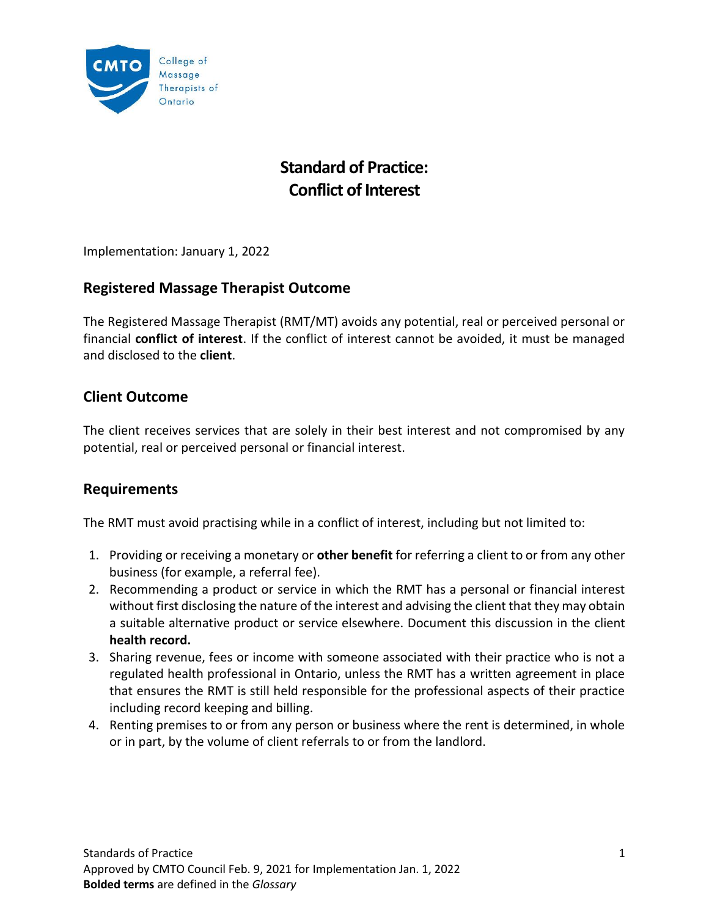# Standard of Practice: Conflict of Interest

Implementation: January 1, 2022

## Registered Massage Therapist Outcome

The Registered Massage Therapist (RMT/MT) avoids any potential, real or perceived personal or financial **conflict of interest**. If the conflict of interest cannot be avoided, it must be managed and disclosed to the **client**.

## Client Outcome

The client receives services that are solely in their best interest and not compromised by any potential, real or perceived personal or financial interest.

## Requirements

The RMT must avoid practising while in a conflict of interest, including but not limited to:

1. Providing or receiving a monetary or **other benefit** for referring a client to or from any other business (for example, a referral fee).
2. Recommending a product or service in which the RMT has a personal or financial interest without first disclosing the nature of the interest and advising the client that they may obtain a suitable alternative product or service elsewhere. Document this discussion in the client **health record.**
3. Sharing revenue, fees or income with someone associated with their practice who is not a regulated health professional in Ontario, unless the RMT has a written agreement in place that ensures the RMT is still held responsible for the professional aspects of their practice including record keeping and billing.
4. Renting premises to or from any person or business where the rent is determined, in whole or in part, by the volume of client referrals to or from the landlord.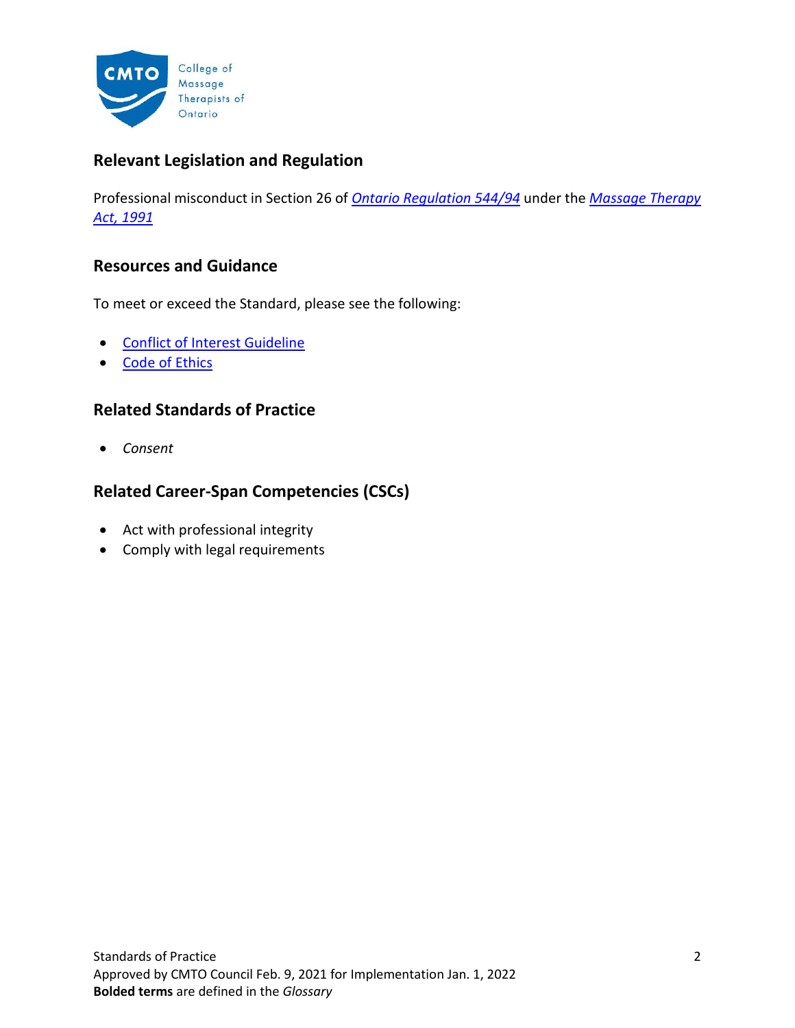## Relevant Legislation and Regulation

Professional misconduct in Section 26 of [*Ontario Regulation 544/94*]() under the [*Massage Therapy Act, 1991*]()

## Resources and Guidance

To meet or exceed the Standard, please see the following:

- [Conflict of Interest Guideline]()
- [Code of Ethics]()

## Related Standards of Practice

- *Consent*

## Related Career-Span Competencies (CSCs)

- Act with professional integrity
- Comply with legal requirements

Standards of Practice
Approved by CMTO Council Feb. 9, 2021 for Implementation Jan. 1, 2022
**Bolded terms** are defined in the *Glossary*